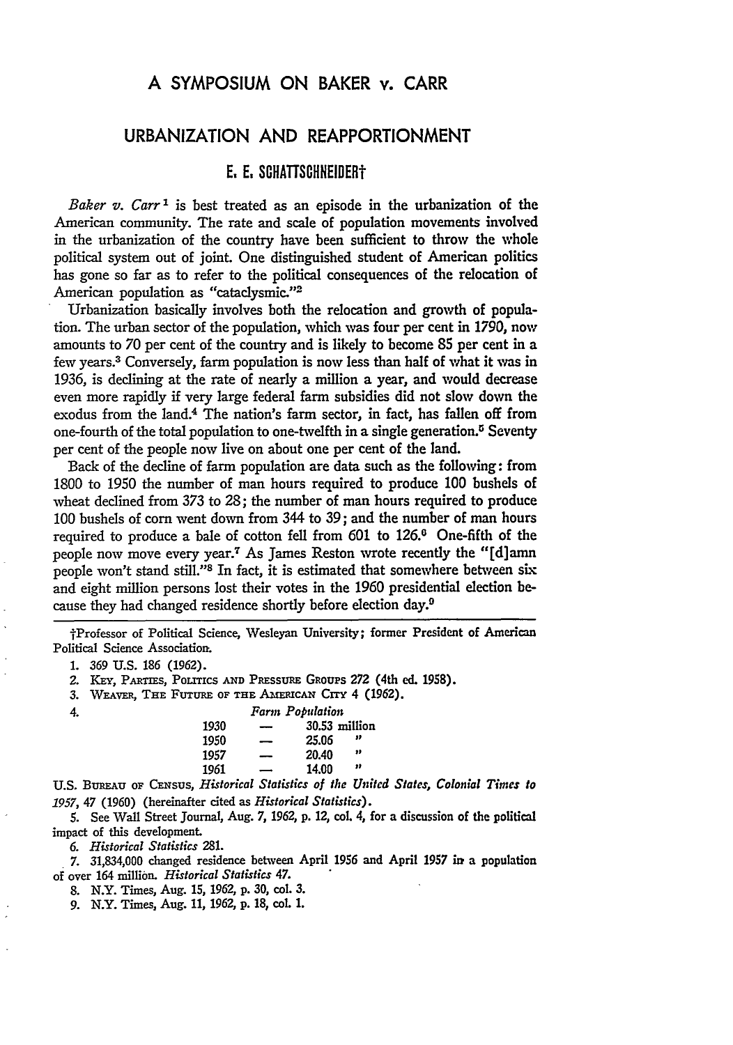# A SYMPOSIUM ON BAKER v. CARR

## URBANIZATION AND REAPPORTIONMENT

### E. E. SCHATTSCHNEIDER†

*Baker v. Carr*[1] is best treated as an episode in the urbanization of the American community. The rate and scale of population movements involved in the urbanization of the country have been sufficient to throw the whole political system out of joint. One distinguished student of American politics has gone so far as to refer to the political consequences of the relocation of American population as "cataclysmic."[2]

Urbanization basically involves both the relocation and growth of population. The urban sector of the population, which was four per cent in 1790, now amounts to 70 per cent of the country and is likely to become 85 per cent in a few years.[3] Conversely, farm population is now less than half of what it was in 1936, is declining at the rate of nearly a million a year, and would decrease even more rapidly if very large federal farm subsidies did not slow down the exodus from the land.[4] The nation's farm sector, in fact, has fallen off from one-fourth of the total population to one-twelfth in a single generation.[5] Seventy per cent of the people now live on about one per cent of the land.

Back of the decline of farm population are data such as the following: from 1800 to 1950 the number of man hours required to produce 100 bushels of wheat declined from 373 to 28; the number of man hours required to produce 100 bushels of corn went down from 344 to 39; and the number of man hours required to produce a bale of cotton fell from 601 to 126.[6] One-fifth of the people now move every year.[7] As James Reston wrote recently the "[d]amn people won't stand still."[8] In fact, it is estimated that somewhere between six and eight million persons lost their votes in the 1960 presidential election because they had changed residence shortly before election day.[9]

---

†Professor of Political Science, Wesleyan University; former President of American Political Science Association.

1. 369 U.S. 186 (1962).
2. KEY, PARTIES, POLITICS AND PRESSURE GROUPS 272 (4th ed. 1958).
3. WEAVER, THE FUTURE OF THE AMERICAN CITY 4 (1962).
4. *Farm Population*

| | | |
|---|---|---|
| 1930 | — | 30.53 million |
| 1950 | — | 25.06 " |
| 1957 | — | 20.40 " |
| 1961 | — | 14.00 " |

U.S. BUREAU OF CENSUS, *Historical Statistics of the United States, Colonial Times to 1957*, 47 (1960) (hereinafter cited as *Historical Statistics*).

5. See Wall Street Journal, Aug. 7, 1962, p. 12, col. 4, for a discussion of the political impact of this development.
6. *Historical Statistics* 281.
7. 31,834,000 changed residence between April 1956 and April 1957 in a population of over 164 million. *Historical Statistics* 47.
8. N.Y. Times, Aug. 15, 1962, p. 30, col. 3.
9. N.Y. Times, Aug. 11, 1962, p. 18, col. 1.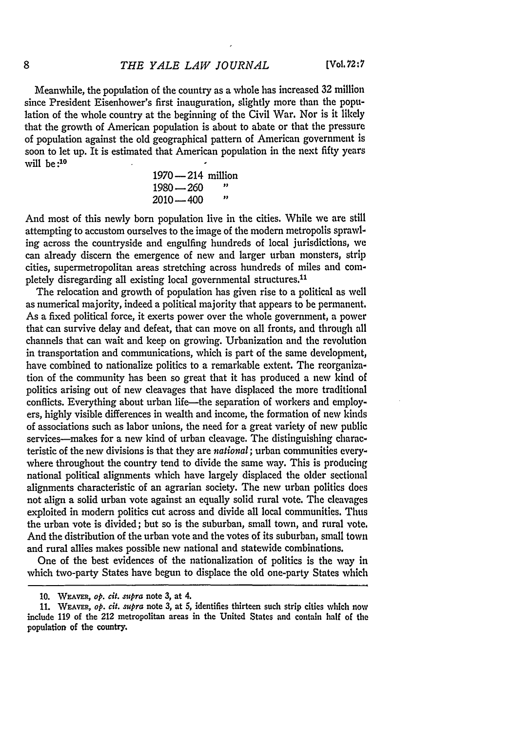Meanwhile, the population of the country as a whole has increased 32 million since President Eisenhower's first inauguration, slightly more than the population of the whole country at the beginning of the Civil War. Nor is it likely that the growth of American population is about to abate or that the pressure of population against the old geographical pattern of American government is soon to let up. It is estimated that American population in the next fifty years will be:[10]

1970 — 214 million
1980 — 260 "
2010 — 400 "

And most of this newly born population live in the cities. While we are still attempting to accustom ourselves to the image of the modern metropolis sprawling across the countryside and engulfing hundreds of local jurisdictions, we can already discern the emergence of new and larger urban monsters, strip cities, supermetropolitan areas stretching across hundreds of miles and completely disregarding all existing local governmental structures.[11]

The relocation and growth of population has given rise to a political as well as numerical majority, indeed a political majority that appears to be permanent. As a fixed political force, it exerts power over the whole government, a power that can survive delay and defeat, that can move on all fronts, and through all channels that can wait and keep on growing. Urbanization and the revolution in transportation and communications, which is part of the same development, have combined to nationalize politics to a remarkable extent. The reorganization of the community has been so great that it has produced a new kind of politics arising out of new cleavages that have displaced the more traditional conflicts. Everything about urban life—the separation of workers and employers, highly visible differences in wealth and income, the formation of new kinds of associations such as labor unions, the need for a great variety of new public services—makes for a new kind of urban cleavage. The distinguishing characteristic of the new divisions is that they are *national*; urban communities everywhere throughout the country tend to divide the same way. This is producing national political alignments which have largely displaced the older sectional alignments characteristic of an agrarian society. The new urban politics does not align a solid urban vote against an equally solid rural vote. The cleavages exploited in modern politics cut across and divide all local communities. Thus the urban vote is divided; but so is the suburban, small town, and rural vote. And the distribution of the urban vote and the votes of its suburban, small town and rural allies makes possible new national and statewide combinations.

One of the best evidences of the nationalization of politics is the way in which two-party States have begun to displace the old one-party States which

---

10. WEAVER, *op. cit. supra* note 3, at 4.

11. WEAVER, *op. cit. supra* note 3, at 5, identifies thirteen such strip cities which now include 119 of the 212 metropolitan areas in the United States and contain half of the population of the country.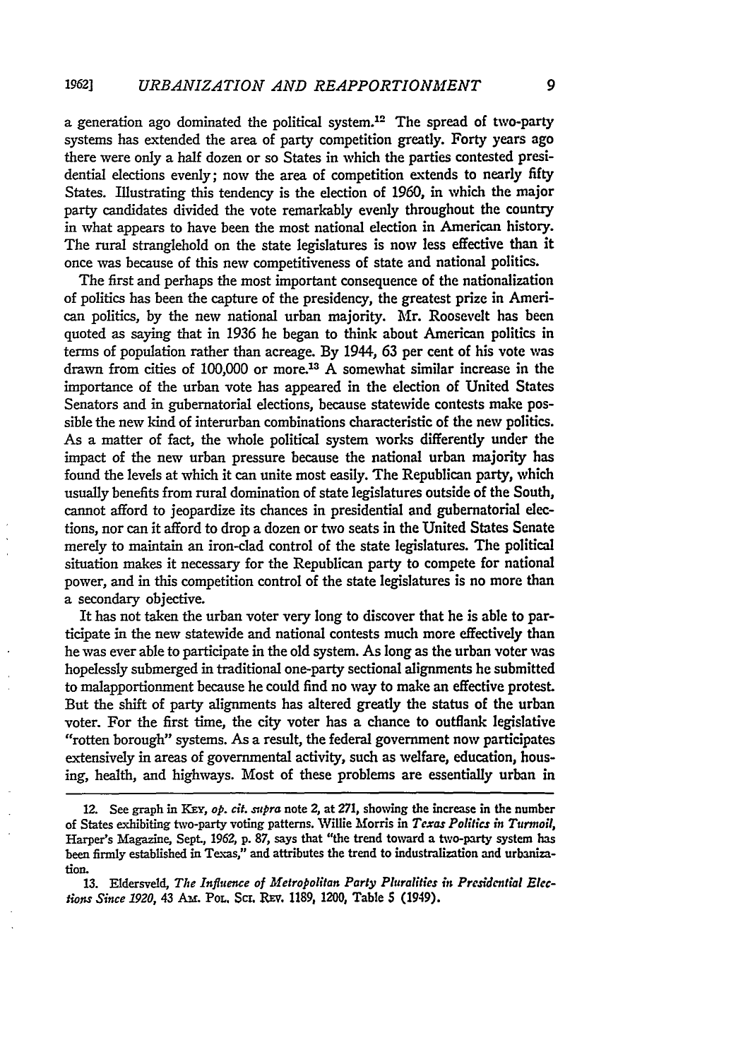a generation ago dominated the political system.[12] The spread of two-party systems has extended the area of party competition greatly. Forty years ago there were only a half dozen or so States in which the parties contested presidential elections evenly; now the area of competition extends to nearly fifty States. Illustrating this tendency is the election of 1960, in which the major party candidates divided the vote remarkably evenly throughout the country in what appears to have been the most national election in American history. The rural stranglehold on the state legislatures is now less effective than it once was because of this new competitiveness of state and national politics.

The first and perhaps the most important consequence of the nationalization of politics has been the capture of the presidency, the greatest prize in American politics, by the new national urban majority. Mr. Roosevelt has been quoted as saying that in 1936 he began to think about American politics in terms of population rather than acreage. By 1944, 63 per cent of his vote was drawn from cities of 100,000 or more.[13] A somewhat similar increase in the importance of the urban vote has appeared in the election of United States Senators and in gubernatorial elections, because statewide contests make possible the new kind of interurban combinations characteristic of the new politics. As a matter of fact, the whole political system works differently under the impact of the new urban pressure because the national urban majority has found the levels at which it can unite most easily. The Republican party, which usually benefits from rural domination of state legislatures outside of the South, cannot afford to jeopardize its chances in presidential and gubernatorial elections, nor can it afford to drop a dozen or two seats in the United States Senate merely to maintain an iron-clad control of the state legislatures. The political situation makes it necessary for the Republican party to compete for national power, and in this competition control of the state legislatures is no more than a secondary objective.

It has not taken the urban voter very long to discover that he is able to participate in the new statewide and national contests much more effectively than he was ever able to participate in the old system. As long as the urban voter was hopelessly submerged in traditional one-party sectional alignments he submitted to malapportionment because he could find no way to make an effective protest. But the shift of party alignments has altered greatly the status of the urban voter. For the first time, the city voter has a chance to outflank legislative "rotten borough" systems. As a result, the federal government now participates extensively in areas of governmental activity, such as welfare, education, housing, health, and highways. Most of these problems are essentially urban in

---

12. See graph in KEY, *op. cit. supra* note 2, at 271, showing the increase in the number of States exhibiting two-party voting patterns. Willie Morris in *Texas Politics in Turmoil*, Harper's Magazine, Sept., 1962, p. 87, says that "the trend toward a two-party system has been firmly established in Texas," and attributes the trend to industrialization and urbanization.

13. Eldersveld, *The Influence of Metropolitan Party Pluralities in Presidential Elections Since 1920*, 43 AM. POL. SCI. REV. 1189, 1200, Table 5 (1949).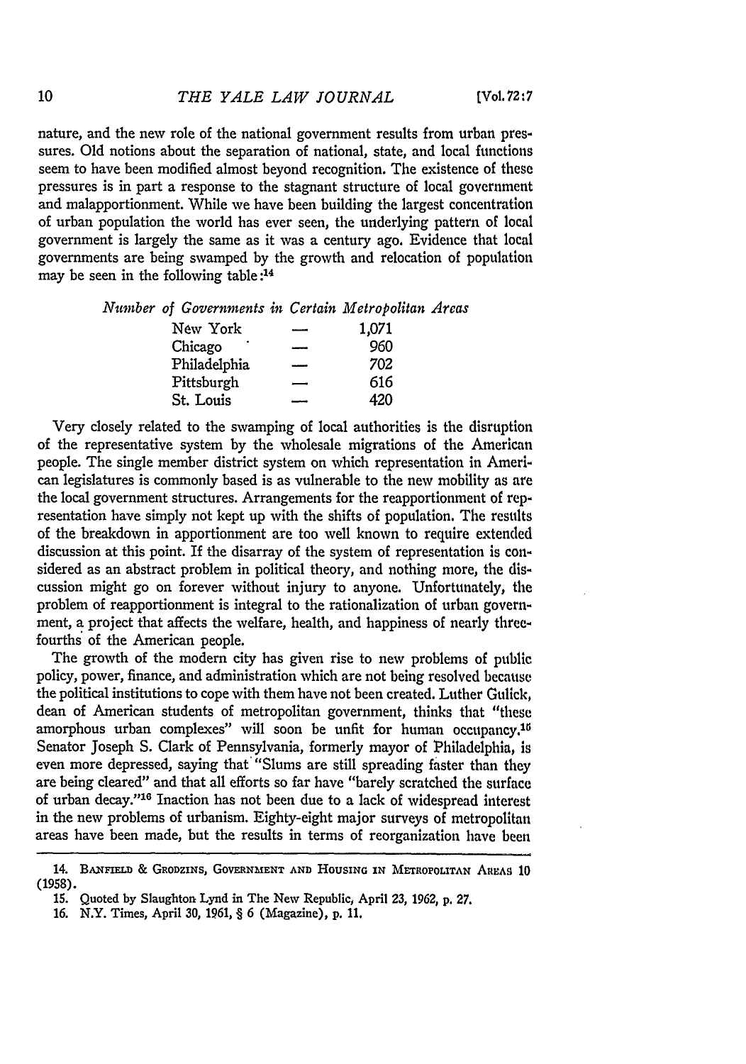nature, and the new role of the national government results from urban pressures. Old notions about the separation of national, state, and local functions seem to have been modified almost beyond recognition. The existence of these pressures is in part a response to the stagnant structure of local government and malapportionment. While we have been building the largest concentration of urban population the world has ever seen, the underlying pattern of local government is largely the same as it was a century ago. Evidence that local governments are being swamped by the growth and relocation of population may be seen in the following table:[14]

*Number of Governments in Certain Metropolitan Areas*

| | | |
|---|---|---|
| New York | — | 1,071 |
| Chicago | — | 960 |
| Philadelphia | — | 702 |
| Pittsburgh | — | 616 |
| St. Louis | — | 420 |

Very closely related to the swamping of local authorities is the disruption of the representative system by the wholesale migrations of the American people. The single member district system on which representation in American legislatures is commonly based is as vulnerable to the new mobility as are the local government structures. Arrangements for the reapportionment of representation have simply not kept up with the shifts of population. The results of the breakdown in apportionment are too well known to require extended discussion at this point. If the disarray of the system of representation is considered as an abstract problem in political theory, and nothing more, the discussion might go on forever without injury to anyone. Unfortunately, the problem of reapportionment is integral to the rationalization of urban government, a project that affects the welfare, health, and happiness of nearly three-fourths of the American people.

The growth of the modern city has given rise to new problems of public policy, power, finance, and administration which are not being resolved because the political institutions to cope with them have not been created. Luther Gulick, dean of American students of metropolitan government, thinks that "these amorphous urban complexes" will soon be unfit for human occupancy.[15] Senator Joseph S. Clark of Pennsylvania, formerly mayor of Philadelphia, is even more depressed, saying that "Slums are still spreading faster than they are being cleared" and that all efforts so far have "barely scratched the surface of urban decay."[16] Inaction has not been due to a lack of widespread interest in the new problems of urbanism. Eighty-eight major surveys of metropolitan areas have been made, but the results in terms of reorganization have been

14. BANFIELD & GRODZINS, GOVERNMENT AND HOUSING IN METROPOLITAN AREAS 10 (1958).

15. Quoted by Slaughton Lynd in The New Republic, April 23, 1962, p. 27.

16. N.Y. Times, April 30, 1961, § 6 (Magazine), p. 11.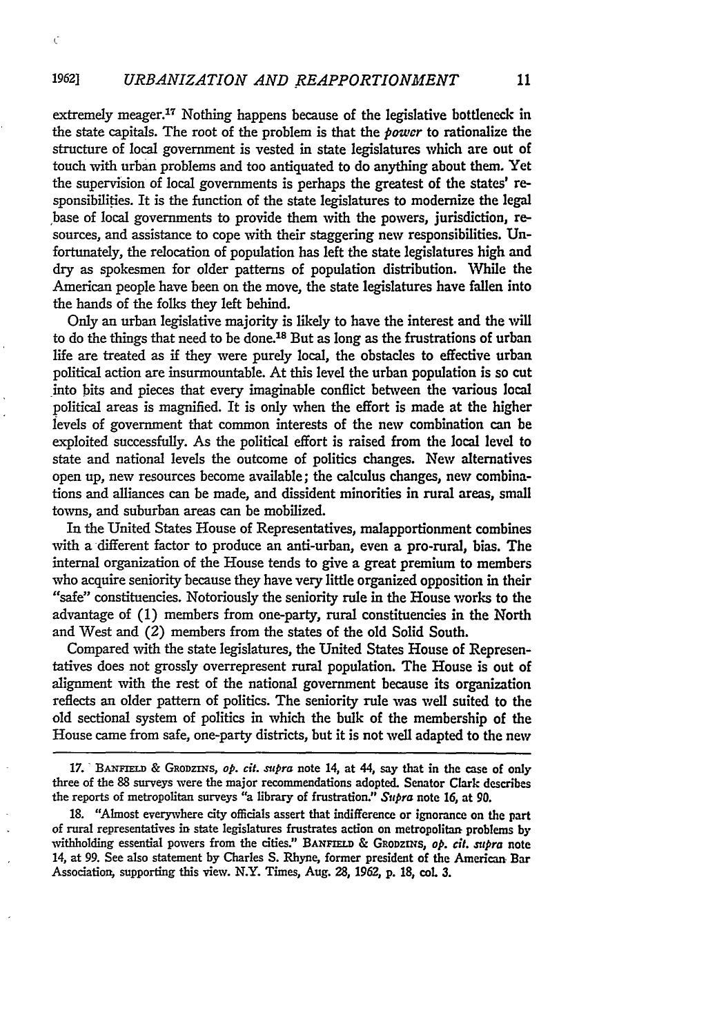extremely meager.[17] Nothing happens because of the legislative bottleneck in the state capitals. The root of the problem is that the *power* to rationalize the structure of local government is vested in state legislatures which are out of touch with urban problems and too antiquated to do anything about them. Yet the supervision of local governments is perhaps the greatest of the states' responsibilities. It is the function of the state legislatures to modernize the legal base of local governments to provide them with the powers, jurisdiction, resources, and assistance to cope with their staggering new responsibilities. Unfortunately, the relocation of population has left the state legislatures high and dry as spokesmen for older patterns of population distribution. While the American people have been on the move, the state legislatures have fallen into the hands of the folks they left behind.

Only an urban legislative majority is likely to have the interest and the will to do the things that need to be done.[18] But as long as the frustrations of urban life are treated as if they were purely local, the obstacles to effective urban political action are insurmountable. At this level the urban population is so cut into bits and pieces that every imaginable conflict between the various local political areas is magnified. It is only when the effort is made at the higher levels of government that common interests of the new combination can be exploited successfully. As the political effort is raised from the local level to state and national levels the outcome of politics changes. New alternatives open up, new resources become available; the calculus changes, new combinations and alliances can be made, and dissident minorities in rural areas, small towns, and suburban areas can be mobilized.

In the United States House of Representatives, malapportionment combines with a different factor to produce an anti-urban, even a pro-rural, bias. The internal organization of the House tends to give a great premium to members who acquire seniority because they have very little organized opposition in their "safe" constituencies. Notoriously the seniority rule in the House works to the advantage of (1) members from one-party, rural constituencies in the North and West and (2) members from the states of the old Solid South.

Compared with the state legislatures, the United States House of Representatives does not grossly overrepresent rural population. The House is out of alignment with the rest of the national government because its organization reflects an older pattern of politics. The seniority rule was well suited to the old sectional system of politics in which the bulk of the membership of the House came from safe, one-party districts, but it is not well adapted to the new

---

17. BANFIELD & GRODZINS, *op. cit. supra* note 14, at 44, say that in the case of only three of the 88 surveys were the major recommendations adopted. Senator Clark describes the reports of metropolitan surveys "a library of frustration." *Supra* note 16, at 90.

18. "Almost everywhere city officials assert that indifference or ignorance on the part of rural representatives in state legislatures frustrates action on metropolitan problems by withholding essential powers from the cities." BANFIELD & GRODZINS, *op. cit. supra* note 14, at 99. See also statement by Charles S. Rhyne, former president of the American Bar Association, supporting this view. N.Y. Times, Aug. 28, 1962, p. 18, col. 3.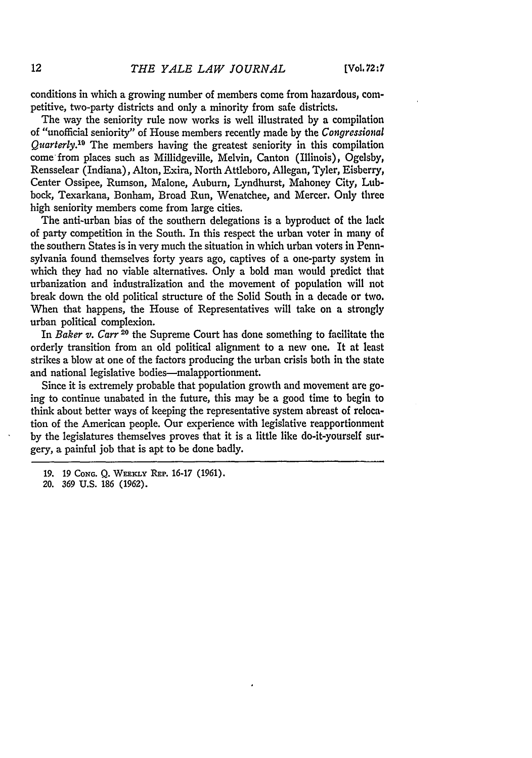conditions in which a growing number of members come from hazardous, competitive, two-party districts and only a minority from safe districts.

The way the seniority rule now works is well illustrated by a compilation of "unofficial seniority" of House members recently made by the *Congressional Quarterly*.[19] The members having the greatest seniority in this compilation come from places such as Millidgeville, Melvin, Canton (Illinois), Ogelsby, Rensselear (Indiana), Alton, Exira, North Attleboro, Allegan, Tyler, Eisberry, Center Ossipee, Rumson, Malone, Auburn, Lyndhurst, Mahoney City, Lubbock, Texarkana, Bonham, Broad Run, Wenatchee, and Mercer. Only three high seniority members come from large cities.

The anti-urban bias of the southern delegations is a byproduct of the lack of party competition in the South. In this respect the urban voter in many of the southern States is in very much the situation in which urban voters in Pennsylvania found themselves forty years ago, captives of a one-party system in which they had no viable alternatives. Only a bold man would predict that urbanization and industralization and the movement of population will not break down the old political structure of the Solid South in a decade or two. When that happens, the House of Representatives will take on a strongly urban political complexion.

In *Baker v. Carr*[20] the Supreme Court has done something to facilitate the orderly transition from an old political alignment to a new one. It at least strikes a blow at one of the factors producing the urban crisis both in the state and national legislative bodies—malapportionment.

Since it is extremely probable that population growth and movement are going to continue unabated in the future, this may be a good time to begin to think about better ways of keeping the representative system abreast of relocation of the American people. Our experience with legislative reapportionment by the legislatures themselves proves that it is a little like do-it-yourself surgery, a painful job that is apt to be done badly.

---

19. 19 Cong. Q. Weekly Rep. 16-17 (1961).

20. 369 U.S. 186 (1962).